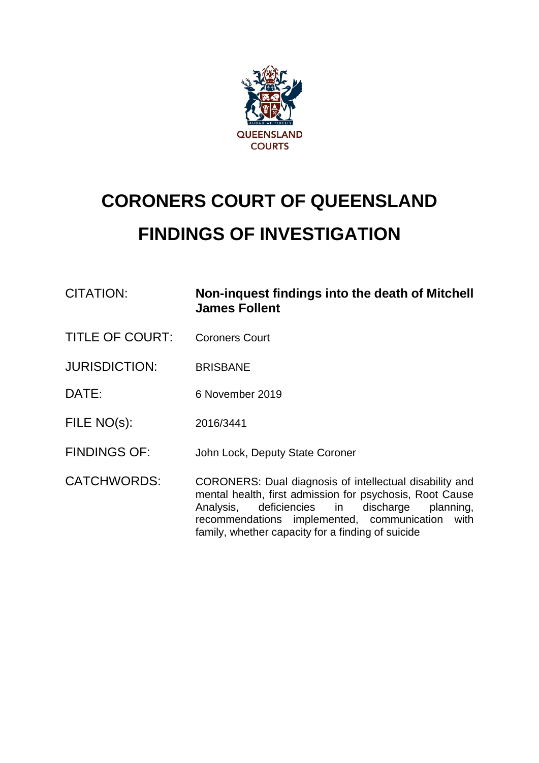QUEENSLAND COURTS

# CORONERS COURT OF QUEENSLAND

# FINDINGS OF INVESTIGATION

| | |
|---|---|
| CITATION: | **Non-inquest findings into the death of Mitchell James Follent** |
| TITLE OF COURT: | Coroners Court |
| JURISDICTION: | BRISBANE |
| DATE: | 6 November 2019 |
| FILE NO(s): | 2016/3441 |
| FINDINGS OF: | John Lock, Deputy State Coroner |
| CATCHWORDS: | CORONERS: Dual diagnosis of intellectual disability and mental health, first admission for psychosis, Root Cause Analysis, deficiencies in discharge planning, recommendations implemented, communication with family, whether capacity for a finding of suicide |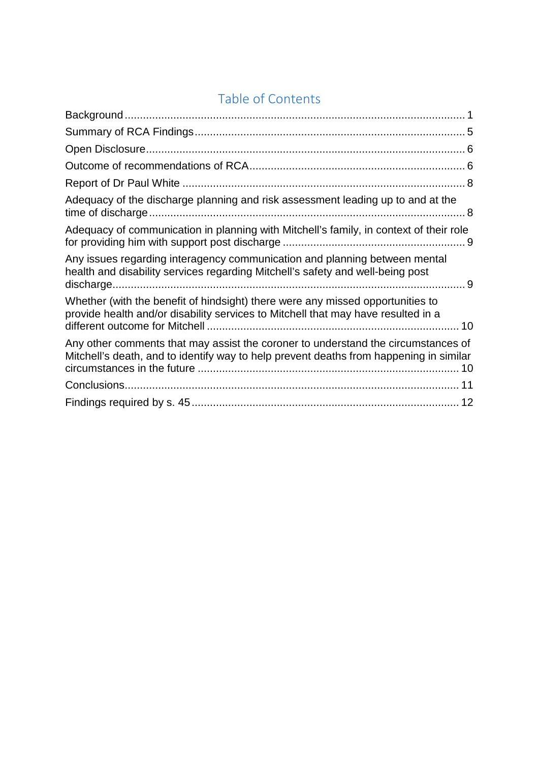## Table of Contents

Background ........................................................................................................ 1

Summary of RCA Findings ................................................................................. 5

Open Disclosure ................................................................................................. 6

Outcome of recommendations of RCA ............................................................... 6

Report of Dr Paul White ..................................................................................... 8

Adequacy of the discharge planning and risk assessment leading up to and at the time of discharge ................................................................................................ 8

Adequacy of communication in planning with Mitchell's family, in context of their role for providing him with support post discharge ..................................................... 9

Any issues regarding interagency communication and planning between mental health and disability services regarding Mitchell's safety and well-being post discharge ............................................................................................................ 9

Whether (with the benefit of hindsight) there were any missed opportunities to provide health and/or disability services to Mitchell that may have resulted in a different outcome for Mitchell ........................................................................... 10

Any other comments that may assist the coroner to understand the circumstances of Mitchell's death, and to identify way to help prevent deaths from happening in similar circumstances in the future .............................................................................. 10

Conclusions ...................................................................................................... 11

Findings required by s. 45 ................................................................................. 12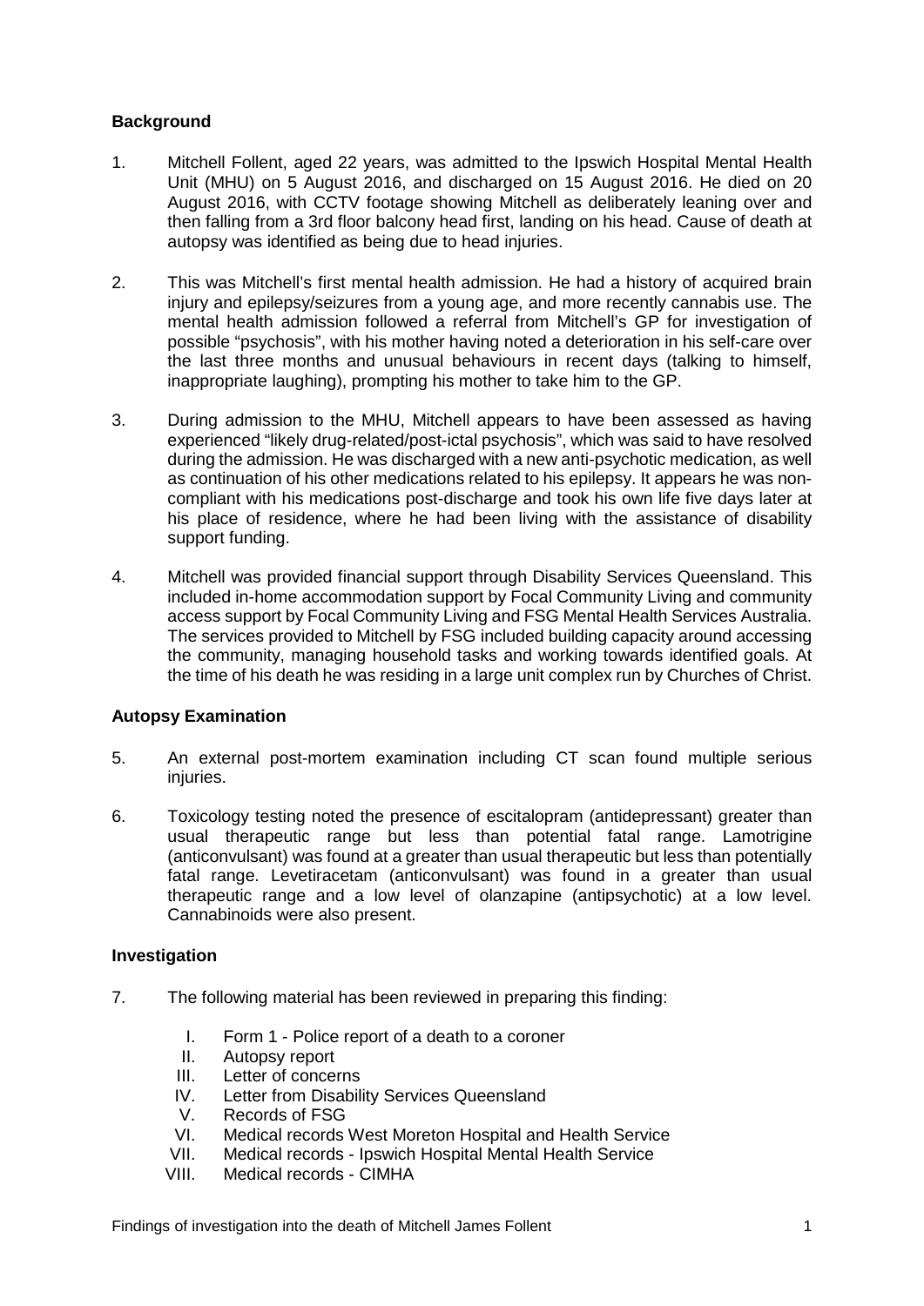**Background**

1. Mitchell Follent, aged 22 years, was admitted to the Ipswich Hospital Mental Health Unit (MHU) on 5 August 2016, and discharged on 15 August 2016. He died on 20 August 2016, with CCTV footage showing Mitchell as deliberately leaning over and then falling from a 3rd floor balcony head first, landing on his head. Cause of death at autopsy was identified as being due to head injuries.

2. This was Mitchell's first mental health admission. He had a history of acquired brain injury and epilepsy/seizures from a young age, and more recently cannabis use. The mental health admission followed a referral from Mitchell's GP for investigation of possible "psychosis", with his mother having noted a deterioration in his self-care over the last three months and unusual behaviours in recent days (talking to himself, inappropriate laughing), prompting his mother to take him to the GP.

3. During admission to the MHU, Mitchell appears to have been assessed as having experienced "likely drug-related/post-ictal psychosis", which was said to have resolved during the admission. He was discharged with a new anti-psychotic medication, as well as continuation of his other medications related to his epilepsy. It appears he was non-compliant with his medications post-discharge and took his own life five days later at his place of residence, where he had been living with the assistance of disability support funding.

4. Mitchell was provided financial support through Disability Services Queensland. This included in-home accommodation support by Focal Community Living and community access support by Focal Community Living and FSG Mental Health Services Australia. The services provided to Mitchell by FSG included building capacity around accessing the community, managing household tasks and working towards identified goals. At the time of his death he was residing in a large unit complex run by Churches of Christ.

**Autopsy Examination**

5. An external post-mortem examination including CT scan found multiple serious injuries.

6. Toxicology testing noted the presence of escitalopram (antidepressant) greater than usual therapeutic range but less than potential fatal range. Lamotrigine (anticonvulsant) was found at a greater than usual therapeutic but less than potentially fatal range. Levetiracetam (anticonvulsant) was found in a greater than usual therapeutic range and a low level of olanzapine (antipsychotic) at a low level. Cannabinoids were also present.

**Investigation**

7. The following material has been reviewed in preparing this finding:

    I. Form 1 - Police report of a death to a coroner
    II. Autopsy report
    III. Letter of concerns
    IV. Letter from Disability Services Queensland
    V. Records of FSG
    VI. Medical records West Moreton Hospital and Health Service
    VII. Medical records - Ipswich Hospital Mental Health Service
    VIII. Medical records - CIMHA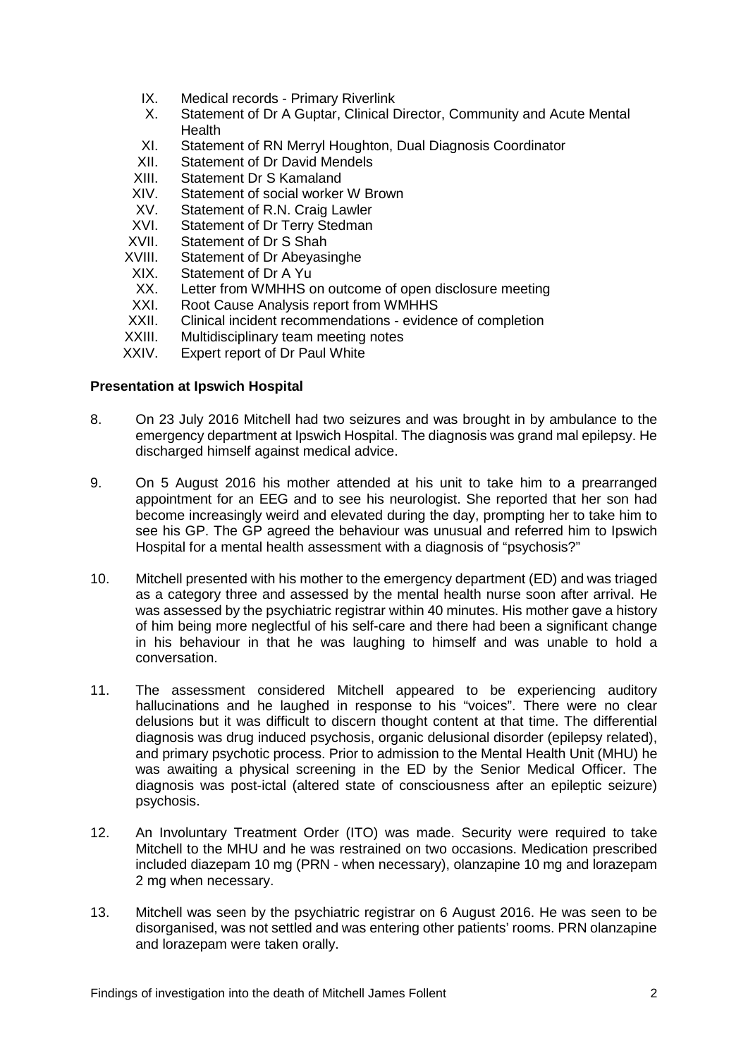IX. Medical records - Primary Riverlink
X. Statement of Dr A Guptar, Clinical Director, Community and Acute Mental Health
XI. Statement of RN Merryl Houghton, Dual Diagnosis Coordinator
XII. Statement of Dr David Mendels
XIII. Statement Dr S Kamaland
XIV. Statement of social worker W Brown
XV. Statement of R.N. Craig Lawler
XVI. Statement of Dr Terry Stedman
XVII. Statement of Dr S Shah
XVIII. Statement of Dr Abeyasinghe
XIX. Statement of Dr A Yu
XX. Letter from WMHHS on outcome of open disclosure meeting
XXI. Root Cause Analysis report from WMHHS
XXII. Clinical incident recommendations - evidence of completion
XXIII. Multidisciplinary team meeting notes
XXIV. Expert report of Dr Paul White

**Presentation at Ipswich Hospital**

8. On 23 July 2016 Mitchell had two seizures and was brought in by ambulance to the emergency department at Ipswich Hospital. The diagnosis was grand mal epilepsy. He discharged himself against medical advice.

9. On 5 August 2016 his mother attended at his unit to take him to a prearranged appointment for an EEG and to see his neurologist. She reported that her son had become increasingly weird and elevated during the day, prompting her to take him to see his GP. The GP agreed the behaviour was unusual and referred him to Ipswich Hospital for a mental health assessment with a diagnosis of "psychosis?"

10. Mitchell presented with his mother to the emergency department (ED) and was triaged as a category three and assessed by the mental health nurse soon after arrival. He was assessed by the psychiatric registrar within 40 minutes. His mother gave a history of him being more neglectful of his self-care and there had been a significant change in his behaviour in that he was laughing to himself and was unable to hold a conversation.

11. The assessment considered Mitchell appeared to be experiencing auditory hallucinations and he laughed in response to his "voices". There were no clear delusions but it was difficult to discern thought content at that time. The differential diagnosis was drug induced psychosis, organic delusional disorder (epilepsy related), and primary psychotic process. Prior to admission to the Mental Health Unit (MHU) he was awaiting a physical screening in the ED by the Senior Medical Officer. The diagnosis was post-ictal (altered state of consciousness after an epileptic seizure) psychosis.

12. An Involuntary Treatment Order (ITO) was made. Security were required to take Mitchell to the MHU and he was restrained on two occasions. Medication prescribed included diazepam 10 mg (PRN - when necessary), olanzapine 10 mg and lorazepam 2 mg when necessary.

13. Mitchell was seen by the psychiatric registrar on 6 August 2016. He was seen to be disorganised, was not settled and was entering other patients' rooms. PRN olanzapine and lorazepam were taken orally.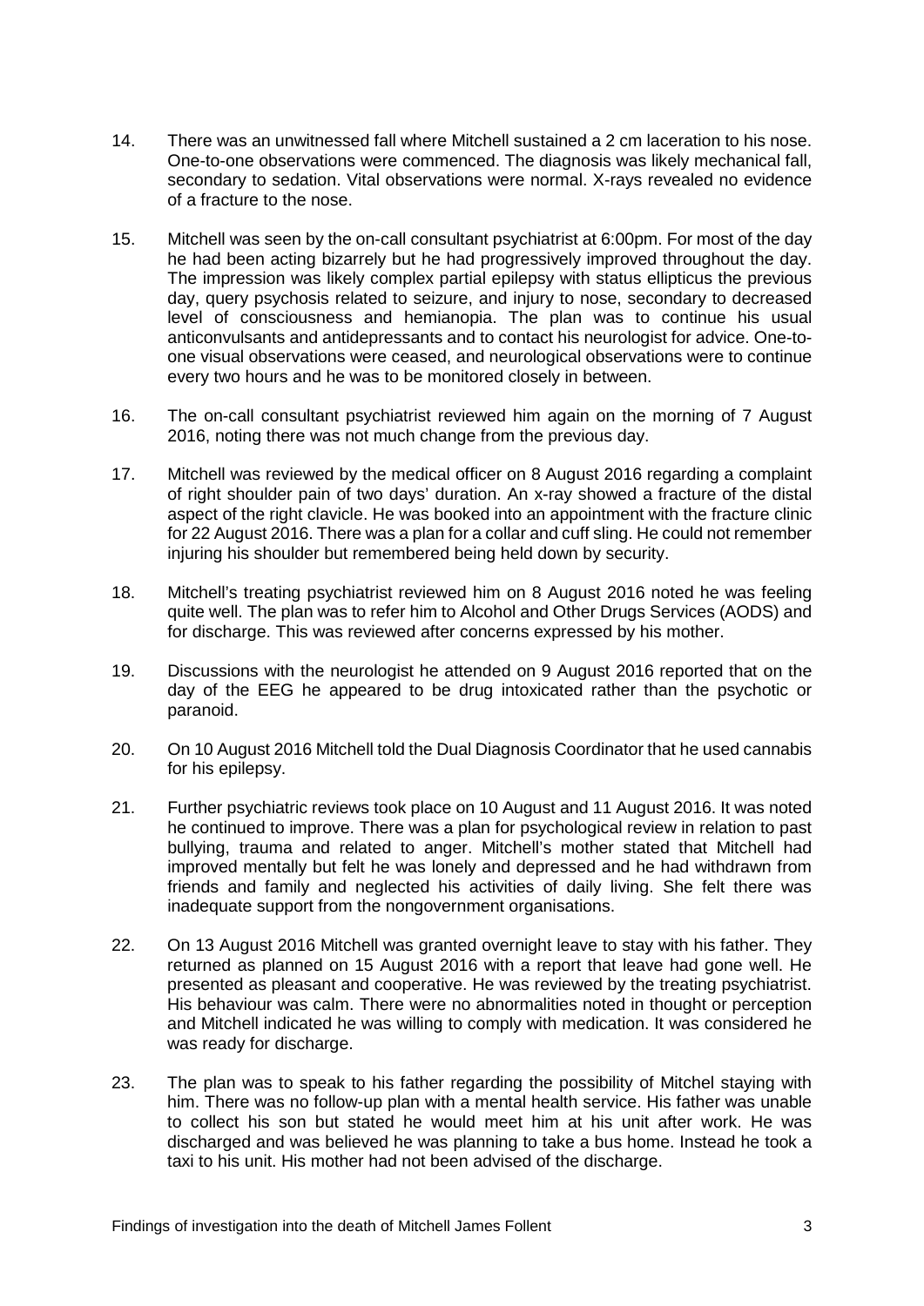14. There was an unwitnessed fall where Mitchell sustained a 2 cm laceration to his nose. One-to-one observations were commenced. The diagnosis was likely mechanical fall, secondary to sedation. Vital observations were normal. X-rays revealed no evidence of a fracture to the nose.

15. Mitchell was seen by the on-call consultant psychiatrist at 6:00pm. For most of the day he had been acting bizarrely but he had progressively improved throughout the day. The impression was likely complex partial epilepsy with status ellipticus the previous day, query psychosis related to seizure, and injury to nose, secondary to decreased level of consciousness and hemianopia. The plan was to continue his usual anticonvulsants and antidepressants and to contact his neurologist for advice. One-to-one visual observations were ceased, and neurological observations were to continue every two hours and he was to be monitored closely in between.

16. The on-call consultant psychiatrist reviewed him again on the morning of 7 August 2016, noting there was not much change from the previous day.

17. Mitchell was reviewed by the medical officer on 8 August 2016 regarding a complaint of right shoulder pain of two days' duration. An x-ray showed a fracture of the distal aspect of the right clavicle. He was booked into an appointment with the fracture clinic for 22 August 2016. There was a plan for a collar and cuff sling. He could not remember injuring his shoulder but remembered being held down by security.

18. Mitchell's treating psychiatrist reviewed him on 8 August 2016 noted he was feeling quite well. The plan was to refer him to Alcohol and Other Drugs Services (AODS) and for discharge. This was reviewed after concerns expressed by his mother.

19. Discussions with the neurologist he attended on 9 August 2016 reported that on the day of the EEG he appeared to be drug intoxicated rather than the psychotic or paranoid.

20. On 10 August 2016 Mitchell told the Dual Diagnosis Coordinator that he used cannabis for his epilepsy.

21. Further psychiatric reviews took place on 10 August and 11 August 2016. It was noted he continued to improve. There was a plan for psychological review in relation to past bullying, trauma and related to anger. Mitchell's mother stated that Mitchell had improved mentally but felt he was lonely and depressed and he had withdrawn from friends and family and neglected his activities of daily living. She felt there was inadequate support from the nongovernment organisations.

22. On 13 August 2016 Mitchell was granted overnight leave to stay with his father. They returned as planned on 15 August 2016 with a report that leave had gone well. He presented as pleasant and cooperative. He was reviewed by the treating psychiatrist. His behaviour was calm. There were no abnormalities noted in thought or perception and Mitchell indicated he was willing to comply with medication. It was considered he was ready for discharge.

23. The plan was to speak to his father regarding the possibility of Mitchel staying with him. There was no follow-up plan with a mental health service. His father was unable to collect his son but stated he would meet him at his unit after work. He was discharged and was believed he was planning to take a bus home. Instead he took a taxi to his unit. His mother had not been advised of the discharge.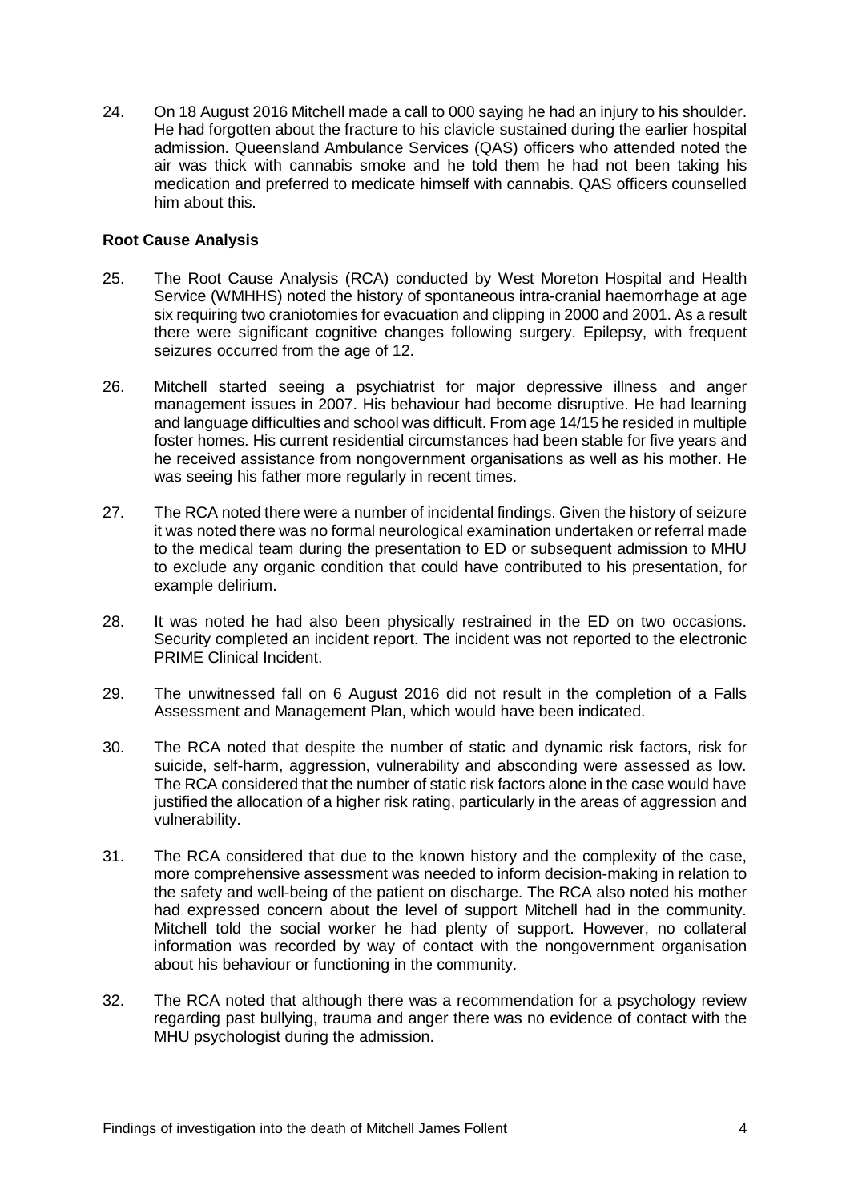24. On 18 August 2016 Mitchell made a call to 000 saying he had an injury to his shoulder. He had forgotten about the fracture to his clavicle sustained during the earlier hospital admission. Queensland Ambulance Services (QAS) officers who attended noted the air was thick with cannabis smoke and he told them he had not been taking his medication and preferred to medicate himself with cannabis. QAS officers counselled him about this.

**Root Cause Analysis**

25. The Root Cause Analysis (RCA) conducted by West Moreton Hospital and Health Service (WMHHS) noted the history of spontaneous intra-cranial haemorrhage at age six requiring two craniotomies for evacuation and clipping in 2000 and 2001. As a result there were significant cognitive changes following surgery. Epilepsy, with frequent seizures occurred from the age of 12.

26. Mitchell started seeing a psychiatrist for major depressive illness and anger management issues in 2007. His behaviour had become disruptive. He had learning and language difficulties and school was difficult. From age 14/15 he resided in multiple foster homes. His current residential circumstances had been stable for five years and he received assistance from nongovernment organisations as well as his mother. He was seeing his father more regularly in recent times.

27. The RCA noted there were a number of incidental findings. Given the history of seizure it was noted there was no formal neurological examination undertaken or referral made to the medical team during the presentation to ED or subsequent admission to MHU to exclude any organic condition that could have contributed to his presentation, for example delirium.

28. It was noted he had also been physically restrained in the ED on two occasions. Security completed an incident report. The incident was not reported to the electronic PRIME Clinical Incident.

29. The unwitnessed fall on 6 August 2016 did not result in the completion of a Falls Assessment and Management Plan, which would have been indicated.

30. The RCA noted that despite the number of static and dynamic risk factors, risk for suicide, self-harm, aggression, vulnerability and absconding were assessed as low. The RCA considered that the number of static risk factors alone in the case would have justified the allocation of a higher risk rating, particularly in the areas of aggression and vulnerability.

31. The RCA considered that due to the known history and the complexity of the case, more comprehensive assessment was needed to inform decision-making in relation to the safety and well-being of the patient on discharge. The RCA also noted his mother had expressed concern about the level of support Mitchell had in the community. Mitchell told the social worker he had plenty of support. However, no collateral information was recorded by way of contact with the nongovernment organisation about his behaviour or functioning in the community.

32. The RCA noted that although there was a recommendation for a psychology review regarding past bullying, trauma and anger there was no evidence of contact with the MHU psychologist during the admission.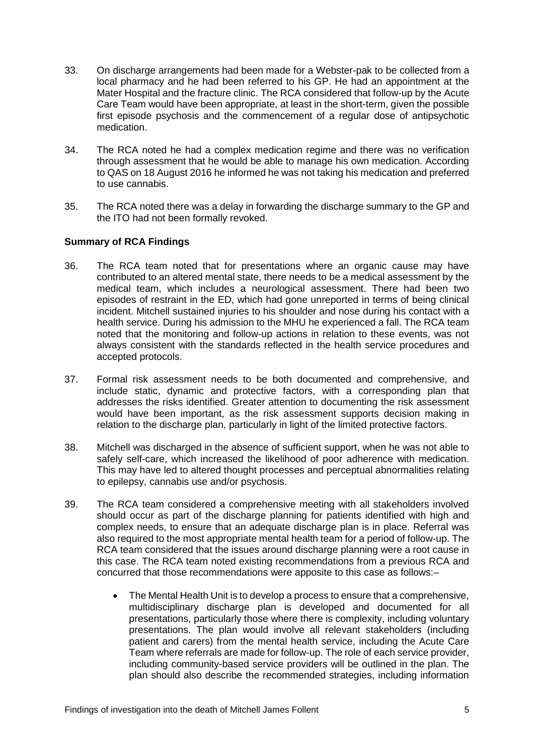33. On discharge arrangements had been made for a Webster-pak to be collected from a local pharmacy and he had been referred to his GP. He had an appointment at the Mater Hospital and the fracture clinic. The RCA considered that follow-up by the Acute Care Team would have been appropriate, at least in the short-term, given the possible first episode psychosis and the commencement of a regular dose of antipsychotic medication.

34. The RCA noted he had a complex medication regime and there was no verification through assessment that he would be able to manage his own medication. According to QAS on 18 August 2016 he informed he was not taking his medication and preferred to use cannabis.

35. The RCA noted there was a delay in forwarding the discharge summary to the GP and the ITO had not been formally revoked.

**Summary of RCA Findings**

36. The RCA team noted that for presentations where an organic cause may have contributed to an altered mental state, there needs to be a medical assessment by the medical team, which includes a neurological assessment. There had been two episodes of restraint in the ED, which had gone unreported in terms of being clinical incident. Mitchell sustained injuries to his shoulder and nose during his contact with a health service. During his admission to the MHU he experienced a fall. The RCA team noted that the monitoring and follow-up actions in relation to these events, was not always consistent with the standards reflected in the health service procedures and accepted protocols.

37. Formal risk assessment needs to be both documented and comprehensive, and include static, dynamic and protective factors, with a corresponding plan that addresses the risks identified. Greater attention to documenting the risk assessment would have been important, as the risk assessment supports decision making in relation to the discharge plan, particularly in light of the limited protective factors.

38. Mitchell was discharged in the absence of sufficient support, when he was not able to safely self-care, which increased the likelihood of poor adherence with medication. This may have led to altered thought processes and perceptual abnormalities relating to epilepsy, cannabis use and/or psychosis.

39. The RCA team considered a comprehensive meeting with all stakeholders involved should occur as part of the discharge planning for patients identified with high and complex needs, to ensure that an adequate discharge plan is in place. Referral was also required to the most appropriate mental health team for a period of follow-up. The RCA team considered that the issues around discharge planning were a root cause in this case. The RCA team noted existing recommendations from a previous RCA and concurred that those recommendations were apposite to this case as follows:–

    - The Mental Health Unit is to develop a process to ensure that a comprehensive, multidisciplinary discharge plan is developed and documented for all presentations, particularly those where there is complexity, including voluntary presentations. The plan would involve all relevant stakeholders (including patient and carers) from the mental health service, including the Acute Care Team where referrals are made for follow-up. The role of each service provider, including community-based service providers will be outlined in the plan. The plan should also describe the recommended strategies, including information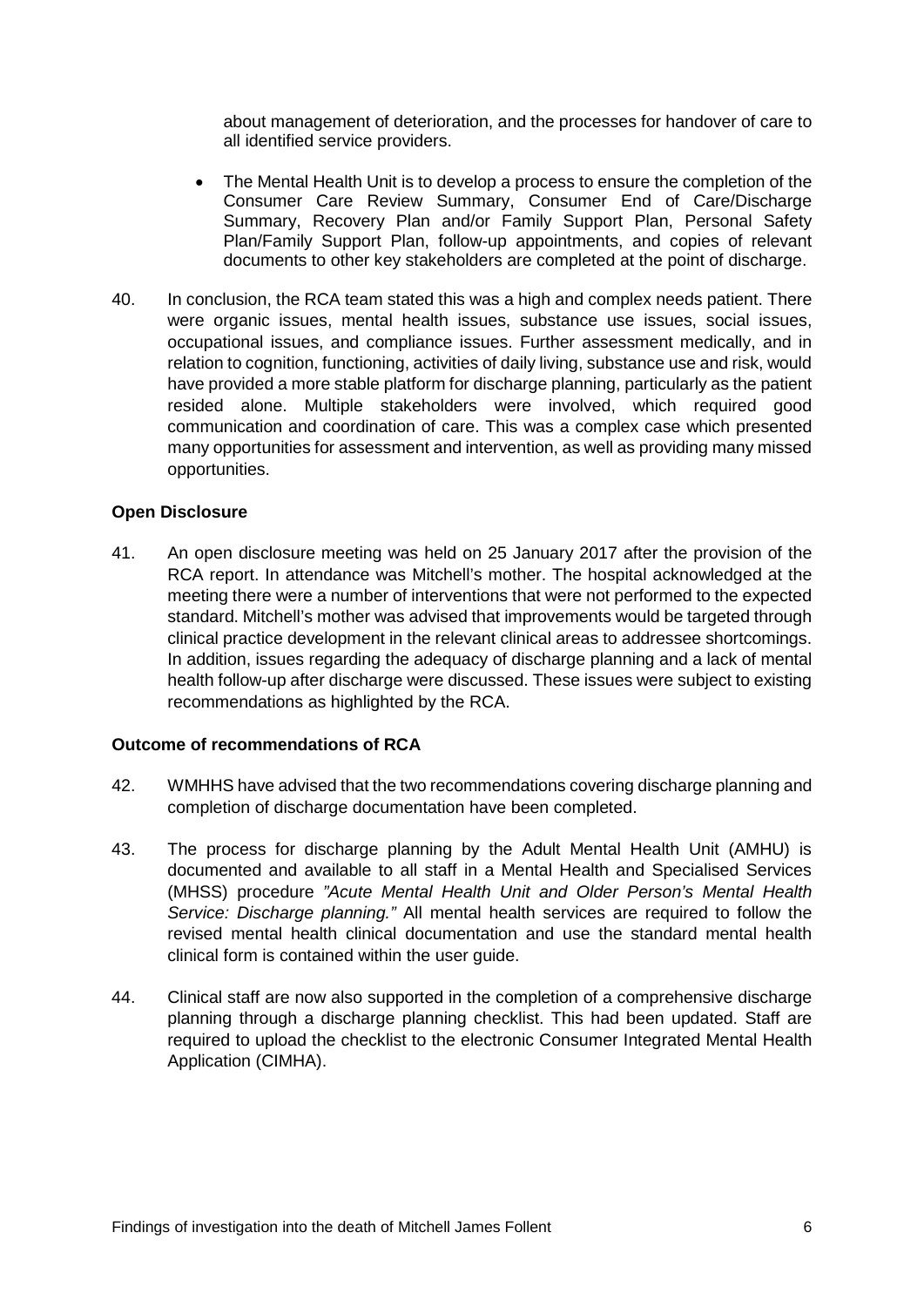about management of deterioration, and the processes for handover of care to all identified service providers.

- The Mental Health Unit is to develop a process to ensure the completion of the Consumer Care Review Summary, Consumer End of Care/Discharge Summary, Recovery Plan and/or Family Support Plan, Personal Safety Plan/Family Support Plan, follow-up appointments, and copies of relevant documents to other key stakeholders are completed at the point of discharge.

40. In conclusion, the RCA team stated this was a high and complex needs patient. There were organic issues, mental health issues, substance use issues, social issues, occupational issues, and compliance issues. Further assessment medically, and in relation to cognition, functioning, activities of daily living, substance use and risk, would have provided a more stable platform for discharge planning, particularly as the patient resided alone. Multiple stakeholders were involved, which required good communication and coordination of care. This was a complex case which presented many opportunities for assessment and intervention, as well as providing many missed opportunities.

**Open Disclosure**

41. An open disclosure meeting was held on 25 January 2017 after the provision of the RCA report. In attendance was Mitchell's mother. The hospital acknowledged at the meeting there were a number of interventions that were not performed to the expected standard. Mitchell's mother was advised that improvements would be targeted through clinical practice development in the relevant clinical areas to addressee shortcomings. In addition, issues regarding the adequacy of discharge planning and a lack of mental health follow-up after discharge were discussed. These issues were subject to existing recommendations as highlighted by the RCA.

**Outcome of recommendations of RCA**

42. WMHHS have advised that the two recommendations covering discharge planning and completion of discharge documentation have been completed.

43. The process for discharge planning by the Adult Mental Health Unit (AMHU) is documented and available to all staff in a Mental Health and Specialised Services (MHSS) procedure *"Acute Mental Health Unit and Older Person's Mental Health Service: Discharge planning."* All mental health services are required to follow the revised mental health clinical documentation and use the standard mental health clinical form is contained within the user guide.

44. Clinical staff are now also supported in the completion of a comprehensive discharge planning through a discharge planning checklist. This had been updated. Staff are required to upload the checklist to the electronic Consumer Integrated Mental Health Application (CIMHA).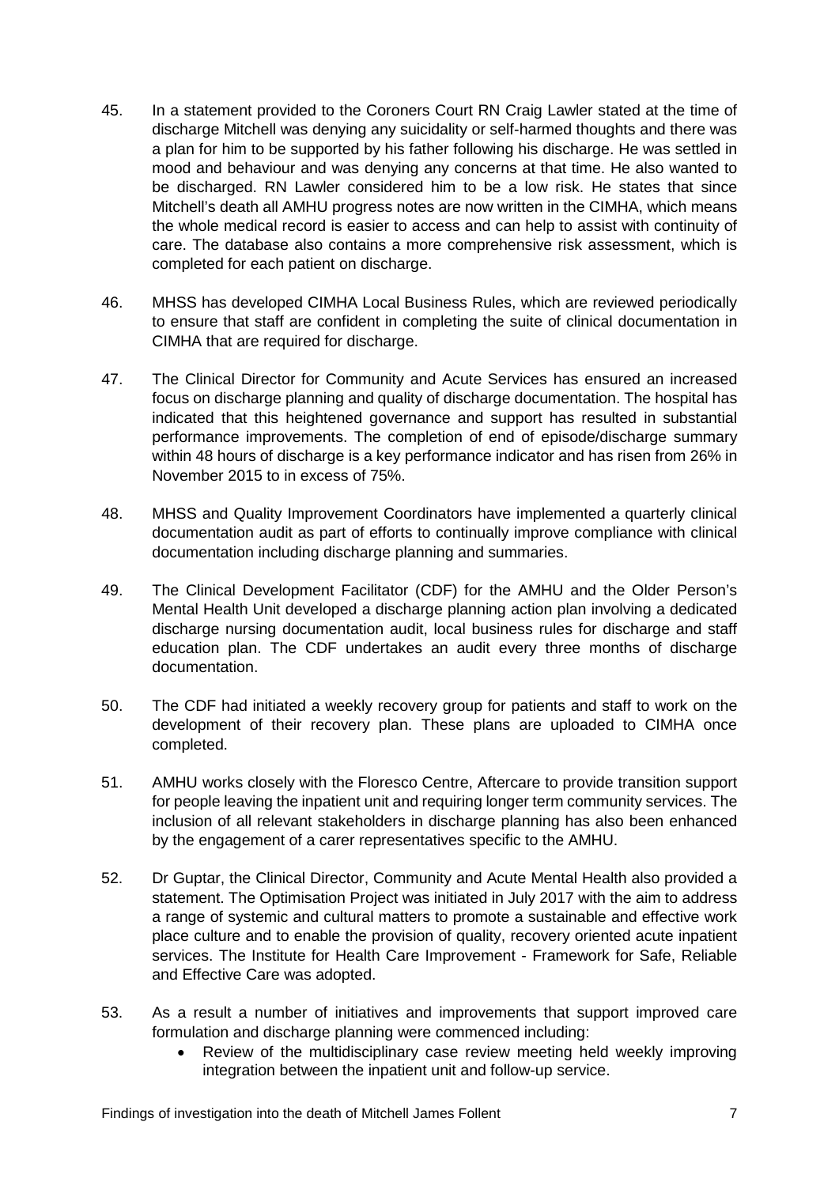45. In a statement provided to the Coroners Court RN Craig Lawler stated at the time of discharge Mitchell was denying any suicidality or self-harmed thoughts and there was a plan for him to be supported by his father following his discharge. He was settled in mood and behaviour and was denying any concerns at that time. He also wanted to be discharged. RN Lawler considered him to be a low risk. He states that since Mitchell's death all AMHU progress notes are now written in the CIMHA, which means the whole medical record is easier to access and can help to assist with continuity of care. The database also contains a more comprehensive risk assessment, which is completed for each patient on discharge.

46. MHSS has developed CIMHA Local Business Rules, which are reviewed periodically to ensure that staff are confident in completing the suite of clinical documentation in CIMHA that are required for discharge.

47. The Clinical Director for Community and Acute Services has ensured an increased focus on discharge planning and quality of discharge documentation. The hospital has indicated that this heightened governance and support has resulted in substantial performance improvements. The completion of end of episode/discharge summary within 48 hours of discharge is a key performance indicator and has risen from 26% in November 2015 to in excess of 75%.

48. MHSS and Quality Improvement Coordinators have implemented a quarterly clinical documentation audit as part of efforts to continually improve compliance with clinical documentation including discharge planning and summaries.

49. The Clinical Development Facilitator (CDF) for the AMHU and the Older Person's Mental Health Unit developed a discharge planning action plan involving a dedicated discharge nursing documentation audit, local business rules for discharge and staff education plan. The CDF undertakes an audit every three months of discharge documentation.

50. The CDF had initiated a weekly recovery group for patients and staff to work on the development of their recovery plan. These plans are uploaded to CIMHA once completed.

51. AMHU works closely with the Floresco Centre, Aftercare to provide transition support for people leaving the inpatient unit and requiring longer term community services. The inclusion of all relevant stakeholders in discharge planning has also been enhanced by the engagement of a carer representatives specific to the AMHU.

52. Dr Guptar, the Clinical Director, Community and Acute Mental Health also provided a statement. The Optimisation Project was initiated in July 2017 with the aim to address a range of systemic and cultural matters to promote a sustainable and effective work place culture and to enable the provision of quality, recovery oriented acute inpatient services. The Institute for Health Care Improvement - Framework for Safe, Reliable and Effective Care was adopted.

53. As a result a number of initiatives and improvements that support improved care formulation and discharge planning were commenced including:
    - Review of the multidisciplinary case review meeting held weekly improving integration between the inpatient unit and follow-up service.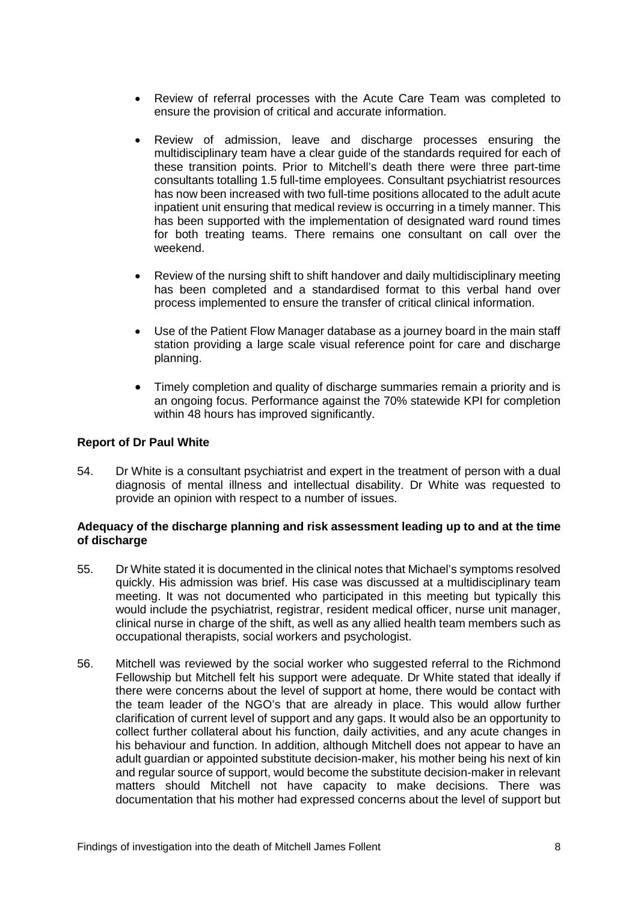- Review of referral processes with the Acute Care Team was completed to ensure the provision of critical and accurate information.

- Review of admission, leave and discharge processes ensuring the multidisciplinary team have a clear guide of the standards required for each of these transition points. Prior to Mitchell's death there were three part-time consultants totalling 1.5 full-time employees. Consultant psychiatrist resources has now been increased with two full-time positions allocated to the adult acute inpatient unit ensuring that medical review is occurring in a timely manner. This has been supported with the implementation of designated ward round times for both treating teams. There remains one consultant on call over the weekend.

- Review of the nursing shift to shift handover and daily multidisciplinary meeting has been completed and a standardised format to this verbal hand over process implemented to ensure the transfer of critical clinical information.

- Use of the Patient Flow Manager database as a journey board in the main staff station providing a large scale visual reference point for care and discharge planning.

- Timely completion and quality of discharge summaries remain a priority and is an ongoing focus. Performance against the 70% statewide KPI for completion within 48 hours has improved significantly.

**Report of Dr Paul White**

54. Dr White is a consultant psychiatrist and expert in the treatment of person with a dual diagnosis of mental illness and intellectual disability. Dr White was requested to provide an opinion with respect to a number of issues.

**Adequacy of the discharge planning and risk assessment leading up to and at the time of discharge**

55. Dr White stated it is documented in the clinical notes that Michael's symptoms resolved quickly. His admission was brief. His case was discussed at a multidisciplinary team meeting. It was not documented who participated in this meeting but typically this would include the psychiatrist, registrar, resident medical officer, nurse unit manager, clinical nurse in charge of the shift, as well as any allied health team members such as occupational therapists, social workers and psychologist.

56. Mitchell was reviewed by the social worker who suggested referral to the Richmond Fellowship but Mitchell felt his support were adequate. Dr White stated that ideally if there were concerns about the level of support at home, there would be contact with the team leader of the NGO's that are already in place. This would allow further clarification of current level of support and any gaps. It would also be an opportunity to collect further collateral about his function, daily activities, and any acute changes in his behaviour and function. In addition, although Mitchell does not appear to have an adult guardian or appointed substitute decision-maker, his mother being his next of kin and regular source of support, would become the substitute decision-maker in relevant matters should Mitchell not have capacity to make decisions. There was documentation that his mother had expressed concerns about the level of support but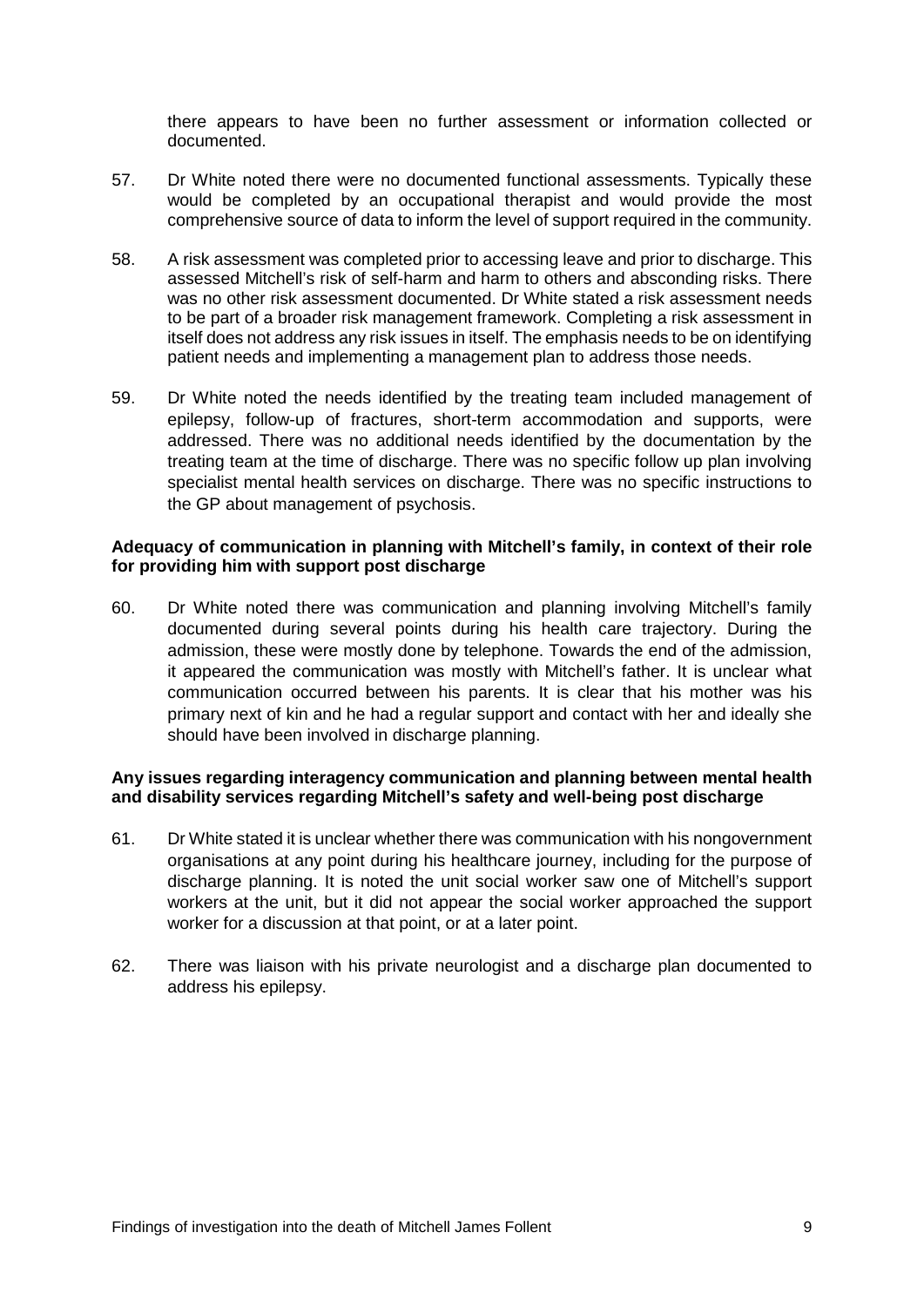there appears to have been no further assessment or information collected or documented.

57. Dr White noted there were no documented functional assessments. Typically these would be completed by an occupational therapist and would provide the most comprehensive source of data to inform the level of support required in the community.

58. A risk assessment was completed prior to accessing leave and prior to discharge. This assessed Mitchell's risk of self-harm and harm to others and absconding risks. There was no other risk assessment documented. Dr White stated a risk assessment needs to be part of a broader risk management framework. Completing a risk assessment in itself does not address any risk issues in itself. The emphasis needs to be on identifying patient needs and implementing a management plan to address those needs.

59. Dr White noted the needs identified by the treating team included management of epilepsy, follow-up of fractures, short-term accommodation and supports, were addressed. There was no additional needs identified by the documentation by the treating team at the time of discharge. There was no specific follow up plan involving specialist mental health services on discharge. There was no specific instructions to the GP about management of psychosis.

**Adequacy of communication in planning with Mitchell's family, in context of their role for providing him with support post discharge**

60. Dr White noted there was communication and planning involving Mitchell's family documented during several points during his health care trajectory. During the admission, these were mostly done by telephone. Towards the end of the admission, it appeared the communication was mostly with Mitchell's father. It is unclear what communication occurred between his parents. It is clear that his mother was his primary next of kin and he had a regular support and contact with her and ideally she should have been involved in discharge planning.

**Any issues regarding interagency communication and planning between mental health and disability services regarding Mitchell's safety and well-being post discharge**

61. Dr White stated it is unclear whether there was communication with his nongovernment organisations at any point during his healthcare journey, including for the purpose of discharge planning. It is noted the unit social worker saw one of Mitchell's support workers at the unit, but it did not appear the social worker approached the support worker for a discussion at that point, or at a later point.

62. There was liaison with his private neurologist and a discharge plan documented to address his epilepsy.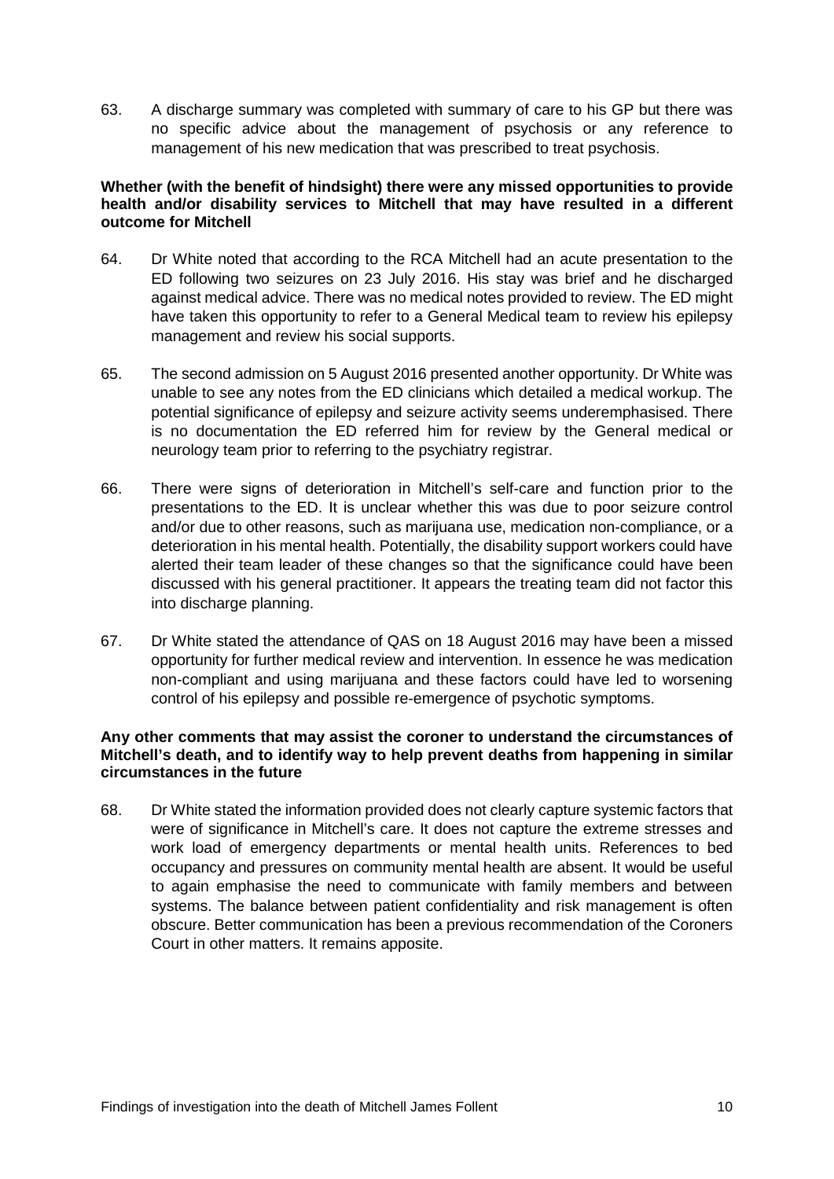63. A discharge summary was completed with summary of care to his GP but there was no specific advice about the management of psychosis or any reference to management of his new medication that was prescribed to treat psychosis.

**Whether (with the benefit of hindsight) there were any missed opportunities to provide health and/or disability services to Mitchell that may have resulted in a different outcome for Mitchell**

64. Dr White noted that according to the RCA Mitchell had an acute presentation to the ED following two seizures on 23 July 2016. His stay was brief and he discharged against medical advice. There was no medical notes provided to review. The ED might have taken this opportunity to refer to a General Medical team to review his epilepsy management and review his social supports.

65. The second admission on 5 August 2016 presented another opportunity. Dr White was unable to see any notes from the ED clinicians which detailed a medical workup. The potential significance of epilepsy and seizure activity seems underemphasised. There is no documentation the ED referred him for review by the General medical or neurology team prior to referring to the psychiatry registrar.

66. There were signs of deterioration in Mitchell's self-care and function prior to the presentations to the ED. It is unclear whether this was due to poor seizure control and/or due to other reasons, such as marijuana use, medication non-compliance, or a deterioration in his mental health. Potentially, the disability support workers could have alerted their team leader of these changes so that the significance could have been discussed with his general practitioner. It appears the treating team did not factor this into discharge planning.

67. Dr White stated the attendance of QAS on 18 August 2016 may have been a missed opportunity for further medical review and intervention. In essence he was medication non-compliant and using marijuana and these factors could have led to worsening control of his epilepsy and possible re-emergence of psychotic symptoms.

**Any other comments that may assist the coroner to understand the circumstances of Mitchell's death, and to identify way to help prevent deaths from happening in similar circumstances in the future**

68. Dr White stated the information provided does not clearly capture systemic factors that were of significance in Mitchell's care. It does not capture the extreme stresses and work load of emergency departments or mental health units. References to bed occupancy and pressures on community mental health are absent. It would be useful to again emphasise the need to communicate with family members and between systems. The balance between patient confidentiality and risk management is often obscure. Better communication has been a previous recommendation of the Coroners Court in other matters. It remains apposite.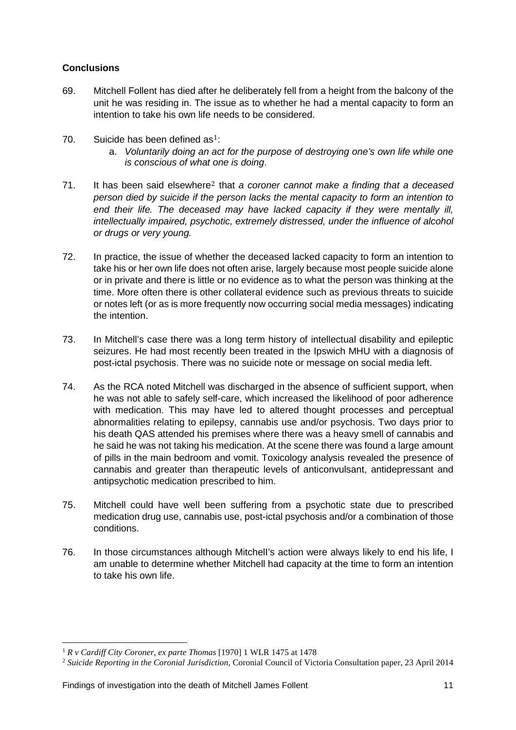**Conclusions**

69. Mitchell Follent has died after he deliberately fell from a height from the balcony of the unit he was residing in. The issue as to whether he had a mental capacity to form an intention to take his own life needs to be considered.

70. Suicide has been defined as[1]:

    a. *Voluntarily doing an act for the purpose of destroying one's own life while one is conscious of what one is doing*.

71. It has been said elsewhere[2] that *a coroner cannot make a finding that a deceased person died by suicide if the person lacks the mental capacity to form an intention to end their life. The deceased may have lacked capacity if they were mentally ill, intellectually impaired, psychotic, extremely distressed, under the influence of alcohol or drugs or very young.*

72. In practice, the issue of whether the deceased lacked capacity to form an intention to take his or her own life does not often arise, largely because most people suicide alone or in private and there is little or no evidence as to what the person was thinking at the time. More often there is other collateral evidence such as previous threats to suicide or notes left (or as is more frequently now occurring social media messages) indicating the intention.

73. In Mitchell's case there was a long term history of intellectual disability and epileptic seizures. He had most recently been treated in the Ipswich MHU with a diagnosis of post-ictal psychosis. There was no suicide note or message on social media left.

74. As the RCA noted Mitchell was discharged in the absence of sufficient support, when he was not able to safely self-care, which increased the likelihood of poor adherence with medication. This may have led to altered thought processes and perceptual abnormalities relating to epilepsy, cannabis use and/or psychosis. Two days prior to his death QAS attended his premises where there was a heavy smell of cannabis and he said he was not taking his medication. At the scene there was found a large amount of pills in the main bedroom and vomit. Toxicology analysis revealed the presence of cannabis and greater than therapeutic levels of anticonvulsant, antidepressant and antipsychotic medication prescribed to him.

75. Mitchell could have well been suffering from a psychotic state due to prescribed medication drug use, cannabis use, post-ictal psychosis and/or a combination of those conditions.

76. In those circumstances although Mitchell's action were always likely to end his life, I am unable to determine whether Mitchell had capacity at the time to form an intention to take his own life.

---

[1] *R v Cardiff City Coroner, ex parte Thomas* [1970] 1 WLR 1475 at 1478

[2] *Suicide Reporting in the Coronial Jurisdiction*, Coronial Council of Victoria Consultation paper, 23 April 2014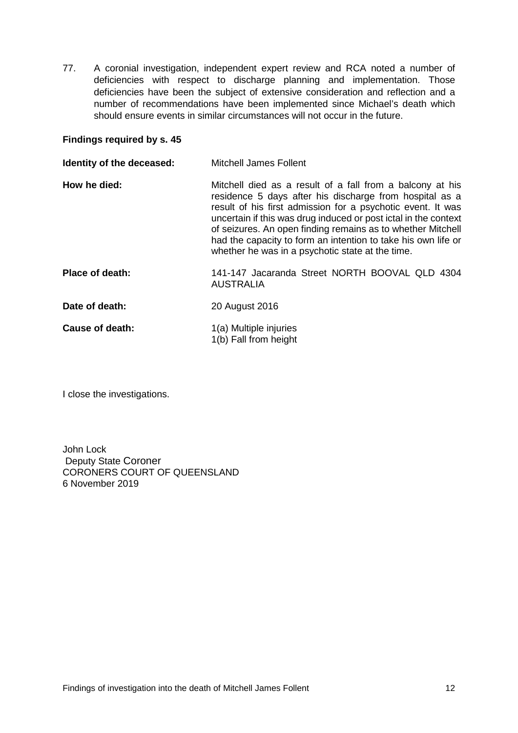77. A coronial investigation, independent expert review and RCA noted a number of deficiencies with respect to discharge planning and implementation. Those deficiencies have been the subject of extensive consideration and reflection and a number of recommendations have been implemented since Michael's death which should ensure events in similar circumstances will not occur in the future.

**Findings required by s. 45**

| | |
|---|---|
| **Identity of the deceased:** | Mitchell James Follent |
| **How he died:** | Mitchell died as a result of a fall from a balcony at his residence 5 days after his discharge from hospital as a result of his first admission for a psychotic event. It was uncertain if this was drug induced or post ictal in the context of seizures. An open finding remains as to whether Mitchell had the capacity to form an intention to take his own life or whether he was in a psychotic state at the time. |
| **Place of death:** | 141-147 Jacaranda Street NORTH BOOVAL QLD 4304 AUSTRALIA |
| **Date of death:** | 20 August 2016 |
| **Cause of death:** | 1(a) Multiple injuries<br>1(b) Fall from height |

I close the investigations.

John Lock
Deputy State Coroner
CORONERS COURT OF QUEENSLAND
6 November 2019